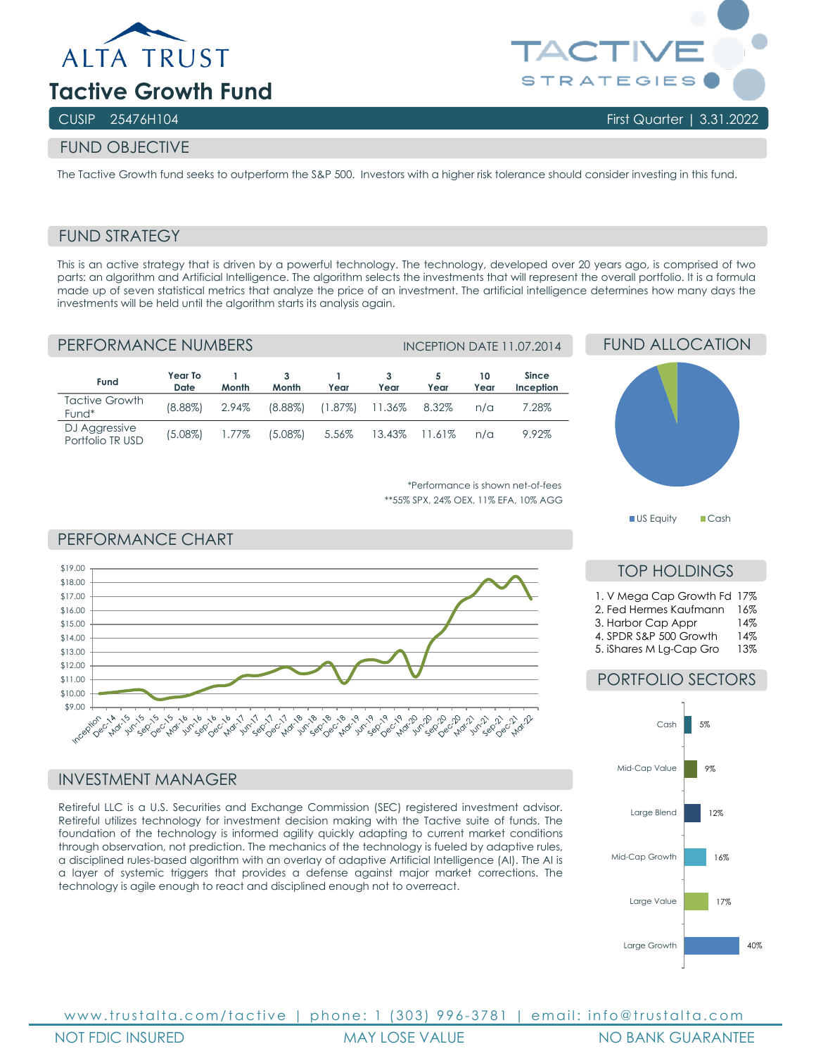ALTA TRUST

# Tactive Growth Fund

TACTIVE STRATEGIES

CUSIP 25476H104 | First Quarter | 3.31.2022

## FUND OBJECTIVE

The Tactive Growth fund seeks to outperform the S&P 500. Investors with a higher risk tolerance should consider investing in this fund.

## FUND STRATEGY

This is an active strategy that is driven by a powerful technology. The technology, developed over 20 years ago, is comprised of two parts: an algorithm and Artificial Intelligence. The algorithm selects the investments that will represent the overall portfolio. It is a formula made up of seven statistical metrics that analyze the price of an investment. The artificial intelligence determines how many days the investments will be held until the algorithm starts its analysis again.

## PERFORMANCE NUMBERS

INCEPTION DATE 11.07.2014

| Fund | Year To Date | 1 Month | 3 Month | 1 Year | 3 Year | 5 Year | 10 Year | Since Inception |
|---|---|---|---|---|---|---|---|---|
| Tactive Growth Fund* | (8.88%) | 2.94% | (8.88%) | (1.87%) | 11.36% | 8.32% | n/a | 7.28% |
| DJ Aggressive Portfolio TR USD | (5.08%) | 1.77% | (5.08%) | 5.56% | 13.43% | 11.61% | n/a | 9.92% |

*Performance is shown net-of-fees

**55% SPX, 24% OEX, 11% EFA, 10% AGG

## FUND ALLOCATION

US Equity, Cash

## PERFORMANCE CHART

## TOP HOLDINGS

1. V Mega Cap Growth Fd 17%
2. Fed Hermes Kaufmann 16%
3. Harbor Cap Appr 14%
4. SPDR S&P 500 Growth 14%
5. iShares M Lg-Cap Gro 13%

## PORTFOLIO SECTORS

| Sector | Weight |
|---|---|
| Cash | 5% |
| Mid-Cap Value | 9% |
| Large Blend | 12% |
| Mid-Cap Growth | 16% |
| Large Value | 17% |
| Large Growth | 40% |

## INVESTMENT MANAGER

Retireful LLC is a U.S. Securities and Exchange Commission (SEC) registered investment advisor. Retireful utilizes technology for investment decision making with the Tactive suite of funds. The foundation of the technology is informed agility quickly adapting to current market conditions through observation, not prediction. The mechanics of the technology is fueled by adaptive rules, a disciplined rules-based algorithm with an overlay of adaptive Artificial Intelligence (AI). The AI is a layer of systemic triggers that provides a defense against major market corrections. The technology is agile enough to react and disciplined enough not to overreact.

www.trustalta.com/tactive | phone: 1 (303) 996-3781 | email: info@trustalta.com

NOT FDIC INSURED | MAY LOSE VALUE | NO BANK GUARANTEE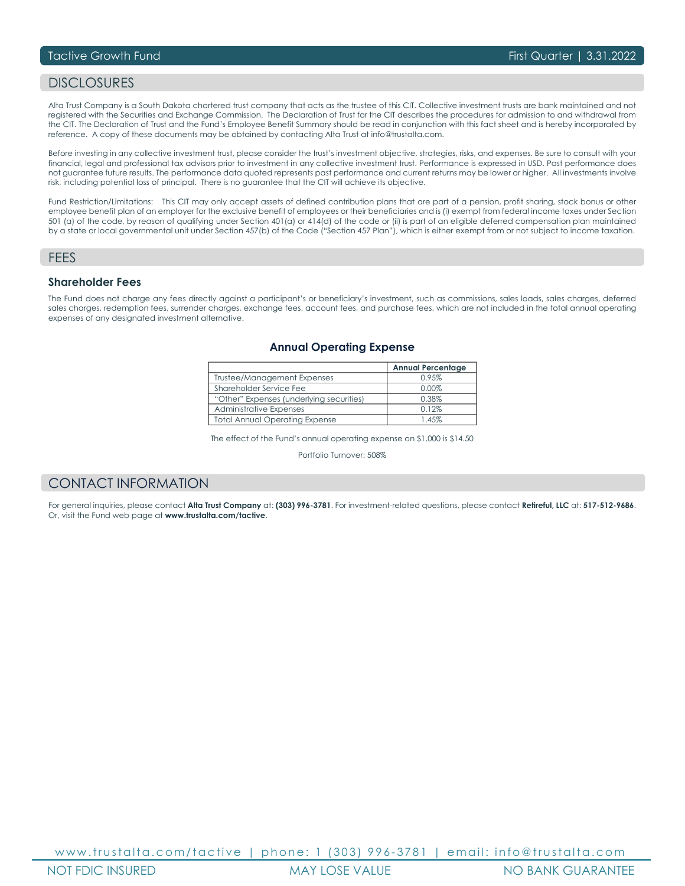## DISCLOSURES

Alta Trust Company is a South Dakota chartered trust company that acts as the trustee of this CIT. Collective investment trusts are bank maintained and not registered with the Securities and Exchange Commission. The Declaration of Trust for the CIT describes the procedures for admission to and withdrawal from the CIT. The Declaration of Trust and the Fund's Employee Benefit Summary should be read in conjunction with this fact sheet and is hereby incorporated by reference. A copy of these documents may be obtained by contacting Alta Trust at info@trustalta.com.

Before investing in any collective investment trust, please consider the trust's investment objective, strategies, risks, and expenses. Be sure to consult with your financial, legal and professional tax advisors prior to investment in any collective investment trust. Performance is expressed in USD. Past performance does not guarantee future results. The performance data quoted represents past performance and current returns may be lower or higher. All investments involve risk, including potential loss of principal. There is no guarantee that the CIT will achieve its objective.

Fund Restriction/Limitations: This CIT may only accept assets of defined contribution plans that are part of a pension, profit sharing, stock bonus or other employee benefit plan of an employer for the exclusive benefit of employees or their beneficiaries and is (i) exempt from federal income taxes under Section 501 (a) of the code, by reason of qualifying under Section 401(a) or 414(d) of the code or (ii) is part of an eligible deferred compensation plan maintained by a state or local governmental unit under Section 457(b) of the Code ("Section 457 Plan"), which is either exempt from or not subject to income taxation.

## FEES

### Shareholder Fees

The Fund does not charge any fees directly against a participant's or beneficiary's investment, such as commissions, sales loads, sales charges, deferred sales charges, redemption fees, surrender charges, exchange fees, account fees, and purchase fees, which are not included in the total annual operating expenses of any designated investment alternative.

### Annual Operating Expense

| | Annual Percentage |
|---|---|
| Trustee/Management Expenses | 0.95% |
| Shareholder Service Fee | 0.00% |
| "Other" Expenses (underlying securities) | 0.38% |
| Administrative Expenses | 0.12% |
| Total Annual Operating Expense | 1.45% |

The effect of the Fund's annual operating expense on $1,000 is $14.50

Portfolio Turnover: 508%

## CONTACT INFORMATION

For general inquiries, please contact **Alta Trust Company** at: **(303) 996-3781**. For investment-related questions, please contact **Retireful, LLC** at: **517-512-9686**. Or, visit the Fund web page at **www.trustalta.com/tactive**.

www.trustalta.com/tactive | phone: 1 (303) 996-3781 | email: info@trustalta.com

NOT FDIC INSURED | MAY LOSE VALUE | NO BANK GUARANTEE